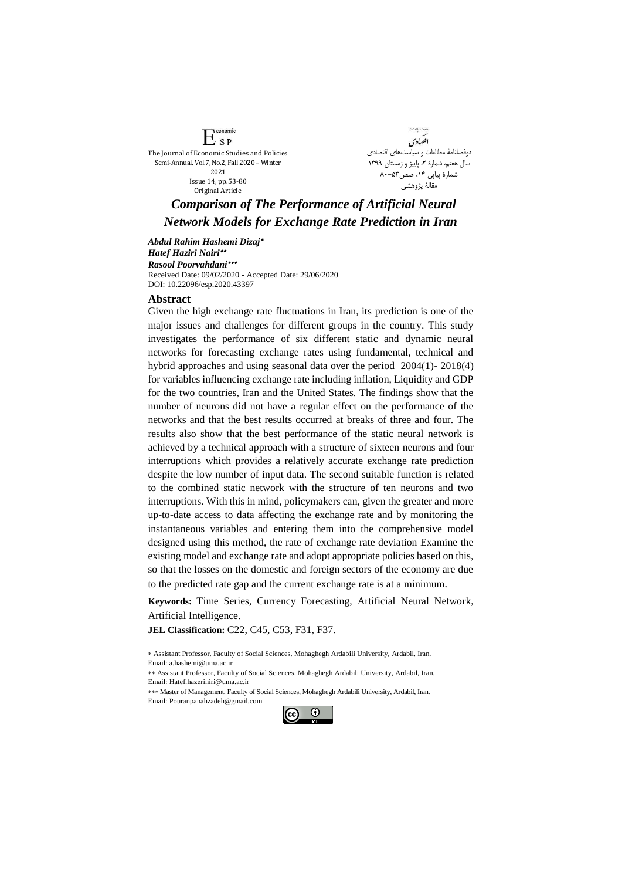# Comparison of The Performance of Artificial Neural Network Models for Exchange Rate Prediction in Iran

***Abdul Rahim Hashemi Dizaj*** [*]
***Hatef Haziri Nairi*** [**]
***Rasool Poorvahdani*** [***]

Received Date: 09/02/2020 - Accepted Date: 29/06/2020
DOI: 10.22096/esp.2020.43397

## Abstract

Given the high exchange rate fluctuations in Iran, its prediction is one of the major issues and challenges for different groups in the country. This study investigates the performance of six different static and dynamic neural networks for forecasting exchange rates using fundamental, technical and hybrid approaches and using seasonal data over the period 2004(1)- 2018(4) for variables influencing exchange rate including inflation, Liquidity and GDP for the two countries, Iran and the United States. The findings show that the number of neurons did not have a regular effect on the performance of the networks and that the best results occurred at breaks of three and four. The results also show that the best performance of the static neural network is achieved by a technical approach with a structure of sixteen neurons and four interruptions which provides a relatively accurate exchange rate prediction despite the low number of input data. The second suitable function is related to the combined static network with the structure of ten neurons and two interruptions. With this in mind, policymakers can, given the greater and more up-to-date access to data affecting the exchange rate and by monitoring the instantaneous variables and entering them into the comprehensive model designed using this method, the rate of exchange rate deviation Examine the existing model and exchange rate and adopt appropriate policies based on this, so that the losses on the domestic and foreign sectors of the economy are due to the predicted rate gap and the current exchange rate is at a minimum.

**Keywords:** Time Series, Currency Forecasting, Artificial Neural Network, Artificial Intelligence.

**JEL Classification:** C22, C45, C53, F31, F37.

---

[*] Assistant Professor, Faculty of Social Sciences, Mohaghegh Ardabili University, Ardabil, Iran. Email: a.hashemi@uma.ac.ir

[**] Assistant Professor, Faculty of Social Sciences, Mohaghegh Ardabili University, Ardabil, Iran. Email: Hatef.hazeriniri@uma.ac.ir

[***] Master of Management, Faculty of Social Sciences, Mohaghegh Ardabili University, Ardabil, Iran. Email: Pouranpanahzadeh@gmail.com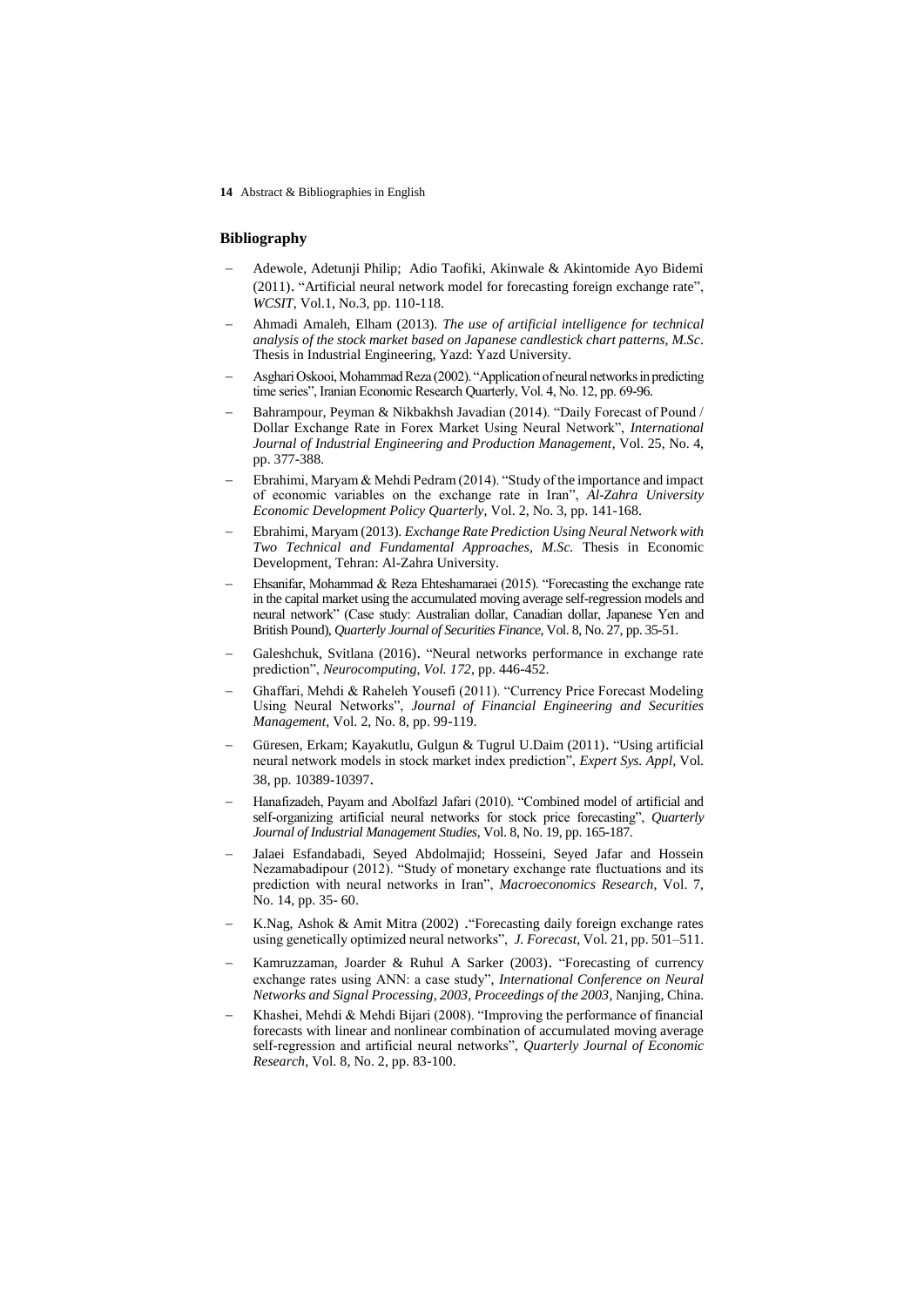## Bibliography

- Adewole, Adetunji Philip; Adio Taofiki, Akinwale & Akintomide Ayo Bidemi (2011). "Artificial neural network model for forecasting foreign exchange rate", *WCSIT*, Vol.1, No.3, pp. 110-118.
- Ahmadi Amaleh, Elham (2013). *The use of artificial intelligence for technical analysis of the stock market based on Japanese candlestick chart patterns, M.Sc.* Thesis in Industrial Engineering, Yazd: Yazd University.
- Asghari Oskooi, Mohammad Reza (2002). "Application of neural networks in predicting time series", Iranian Economic Research Quarterly, Vol. 4, No. 12, pp. 69-96.
- Bahrampour, Peyman & Nikbakhsh Javadian (2014). "Daily Forecast of Pound / Dollar Exchange Rate in Forex Market Using Neural Network", *International Journal of Industrial Engineering and Production Management*, Vol. 25, No. 4, pp. 377-388.
- Ebrahimi, Maryam & Mehdi Pedram (2014). "Study of the importance and impact of economic variables on the exchange rate in Iran", *Al-Zahra University Economic Development Policy Quarterly*, Vol. 2, No. 3, pp. 141-168.
- Ebrahimi, Maryam (2013). *Exchange Rate Prediction Using Neural Network with Two Technical and Fundamental Approaches, M.Sc.* Thesis in Economic Development, Tehran: Al-Zahra University.
- Ehsanifar, Mohammad & Reza Ehteshamaraei (2015). "Forecasting the exchange rate in the capital market using the accumulated moving average self-regression models and neural network" (Case study: Australian dollar, Canadian dollar, Japanese Yen and British Pound), *Quarterly Journal of Securities Finance*, Vol. 8, No. 27, pp. 35-51.
- Galeshchuk, Svitlana (2016). "Neural networks performance in exchange rate prediction", *Neurocomputing, Vol. 172*, pp. 446-452.
- Ghaffari, Mehdi & Raheleh Yousefi (2011). "Currency Price Forecast Modeling Using Neural Networks", *Journal of Financial Engineering and Securities Management*, Vol. 2, No. 8, pp. 99-119.
- Güresen, Erkam; Kayakutlu, Gulgun & Tugrul U.Daim (2011). "Using artificial neural network models in stock market index prediction", *Expert Sys. Appl*, Vol. 38, pp. 10389-10397.
- Hanafizadeh, Payam and Abolfazl Jafari (2010). "Combined model of artificial and self-organizing artificial neural networks for stock price forecasting", *Quarterly Journal of Industrial Management Studies*, Vol. 8, No. 19, pp. 165-187.
- Jalaei Esfandabadi, Seyed Abdolmajid; Hosseini, Seyed Jafar and Hossein Nezamabadipour (2012). "Study of monetary exchange rate fluctuations and its prediction with neural networks in Iran", *Macroeconomics Research*, Vol. 7, No. 14, pp. 35- 60.
- K.Nag, Ashok & Amit Mitra (2002) ."Forecasting daily foreign exchange rates using genetically optimized neural networks", *J. Forecast*, Vol. 21, pp. 501–511.
- Kamruzzaman, Joarder & Ruhul A Sarker (2003). "Forecasting of currency exchange rates using ANN: a case study", *International Conference on Neural Networks and Signal Processing, 2003, Proceedings of the 2003*, Nanjing, China.
- Khashei, Mehdi & Mehdi Bijari (2008). "Improving the performance of financial forecasts with linear and nonlinear combination of accumulated moving average self-regression and artificial neural networks", *Quarterly Journal of Economic Research*, Vol. 8, No. 2, pp. 83-100.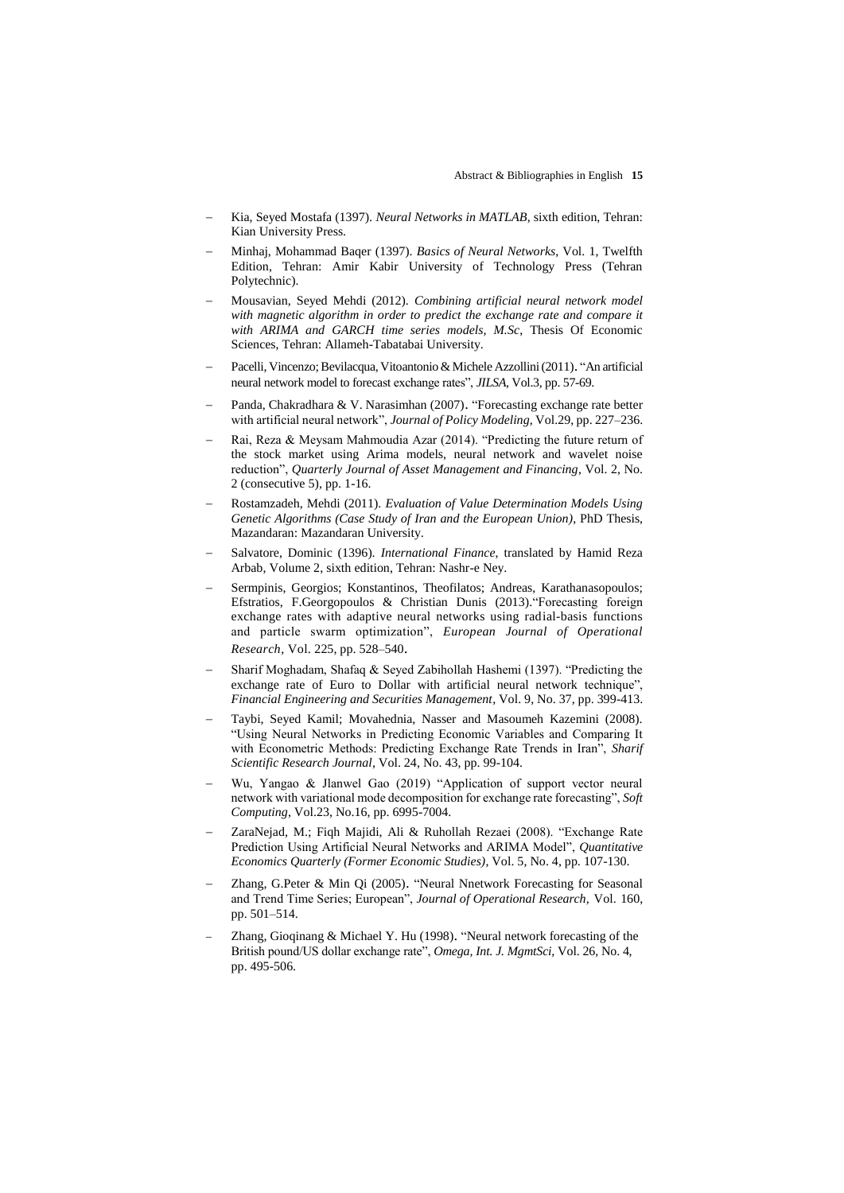- Kia, Seyed Mostafa (1397). *Neural Networks in MATLAB*, sixth edition, Tehran: Kian University Press.
- Minhaj, Mohammad Baqer (1397). *Basics of Neural Networks*, Vol. 1, Twelfth Edition, Tehran: Amir Kabir University of Technology Press (Tehran Polytechnic).
- Mousavian, Seyed Mehdi (2012). *Combining artificial neural network model with magnetic algorithm in order to predict the exchange rate and compare it with ARIMA and GARCH time series models, M.Sc*, Thesis Of Economic Sciences, Tehran: Allameh-Tabatabai University.
- Pacelli, Vincenzo; Bevilacqua, Vitoantonio & Michele Azzollini (2011). "An artificial neural network model to forecast exchange rates", *JILSA*, Vol.3, pp. 57-69.
- Panda, Chakradhara & V. Narasimhan (2007). "Forecasting exchange rate better with artificial neural network", *Journal of Policy Modeling*, Vol.29, pp. 227–236.
- Rai, Reza & Meysam Mahmoudia Azar (2014). "Predicting the future return of the stock market using Arima models, neural network and wavelet noise reduction", *Quarterly Journal of Asset Management and Financing*, Vol. 2, No. 2 (consecutive 5), pp. 1-16.
- Rostamzadeh, Mehdi (2011). *Evaluation of Value Determination Models Using Genetic Algorithms (Case Study of Iran and the European Union)*, PhD Thesis, Mazandaran: Mazandaran University.
- Salvatore, Dominic (1396). *International Finance*, translated by Hamid Reza Arbab, Volume 2, sixth edition, Tehran: Nashr-e Ney.
- Sermpinis, Georgios; Konstantinos, Theofilatos; Andreas, Karathanasopoulos; Efstratios, F.Georgopoulos & Christian Dunis (2013)."Forecasting foreign exchange rates with adaptive neural networks using radial-basis functions and particle swarm optimization", *European Journal of Operational Research*, Vol. 225, pp. 528–540.
- Sharif Moghadam, Shafaq & Seyed Zabihollah Hashemi (1397). "Predicting the exchange rate of Euro to Dollar with artificial neural network technique", *Financial Engineering and Securities Management*, Vol. 9, No. 37, pp. 399-413.
- Taybi, Seyed Kamil; Movahednia, Nasser and Masoumeh Kazemini (2008). "Using Neural Networks in Predicting Economic Variables and Comparing It with Econometric Methods: Predicting Exchange Rate Trends in Iran", *Sharif Scientific Research Journal*, Vol. 24, No. 43, pp. 99-104.
- Wu, Yangao & Jlanwel Gao (2019) "Application of support vector neural network with variational mode decomposition for exchange rate forecasting", *Soft Computing*, Vol.23, No.16, pp. 6995-7004.
- ZaraNejad, M.; Fiqh Majidi, Ali & Ruhollah Rezaei (2008). "Exchange Rate Prediction Using Artificial Neural Networks and ARIMA Model", *Quantitative Economics Quarterly (Former Economic Studies)*, Vol. 5, No. 4, pp. 107-130.
- Zhang, G.Peter & Min Qi (2005). "Neural Nnetwork Forecasting for Seasonal and Trend Time Series; European", *Journal of Operational Research*, Vol. 160, pp. 501–514.
- Zhang, Gioqinang & Michael Y. Hu (1998). "Neural network forecasting of the British pound/US dollar exchange rate", *Omega, Int. J. MgmtSci*, Vol. 26, No. 4, pp. 495-506.